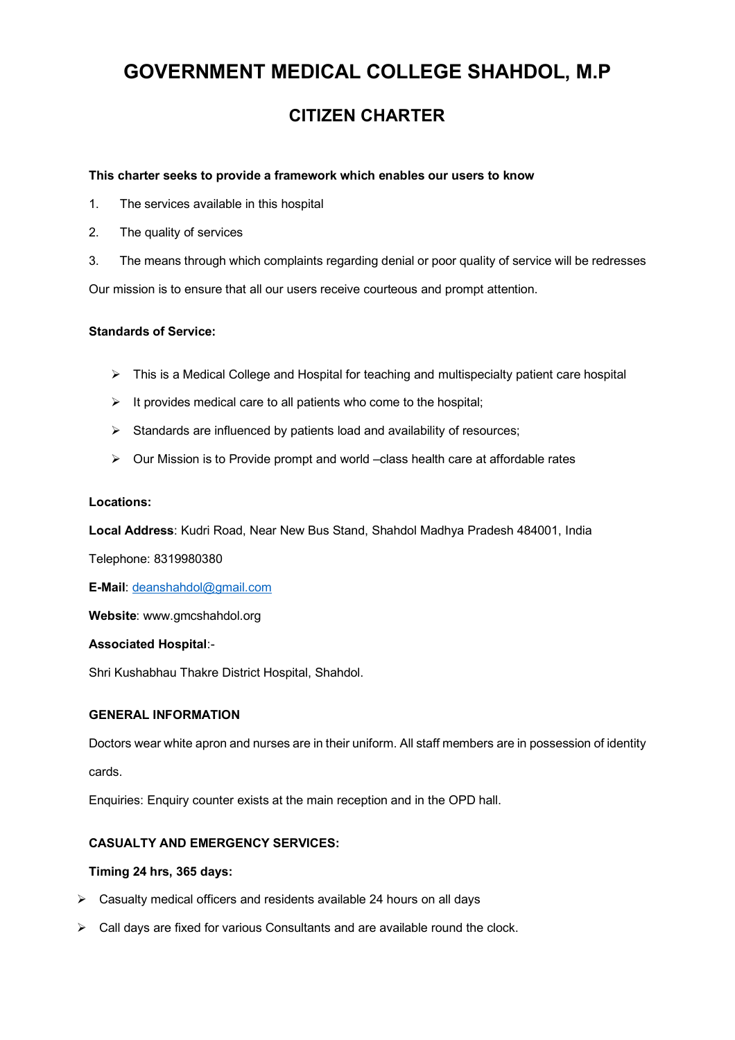# GOVERNMENT MEDICAL COLLEGE SHAHDOL, M.P

## CITIZEN CHARTER

**This charter seeks to provide a framework which enables our users to know**

1. The services available in this hospital
2. The quality of services
3. The means through which complaints regarding denial or poor quality of service will be redresses

Our mission is to ensure that all our users receive courteous and prompt attention.

**Standards of Service:**

- This is a Medical College and Hospital for teaching and multispecialty patient care hospital
- It provides medical care to all patients who come to the hospital;
- Standards are influenced by patients load and availability of resources;
- Our Mission is to Provide prompt and world –class health care at affordable rates

**Locations:**

**Local Address**: Kudri Road, Near New Bus Stand, Shahdol Madhya Pradesh 484001, India

Telephone: 8319980380

**E-Mail**: deanshahdol@gmail.com

**Website**: www.gmcshahdol.org

**Associated Hospital**:-

Shri Kushabhau Thakre District Hospital, Shahdol.

**GENERAL INFORMATION**

Doctors wear white apron and nurses are in their uniform. All staff members are in possession of identity cards.

Enquiries: Enquiry counter exists at the main reception and in the OPD hall.

**CASUALTY AND EMERGENCY SERVICES:**

**Timing 24 hrs, 365 days:**

- Casualty medical officers and residents available 24 hours on all days
- Call days are fixed for various Consultants and are available round the clock.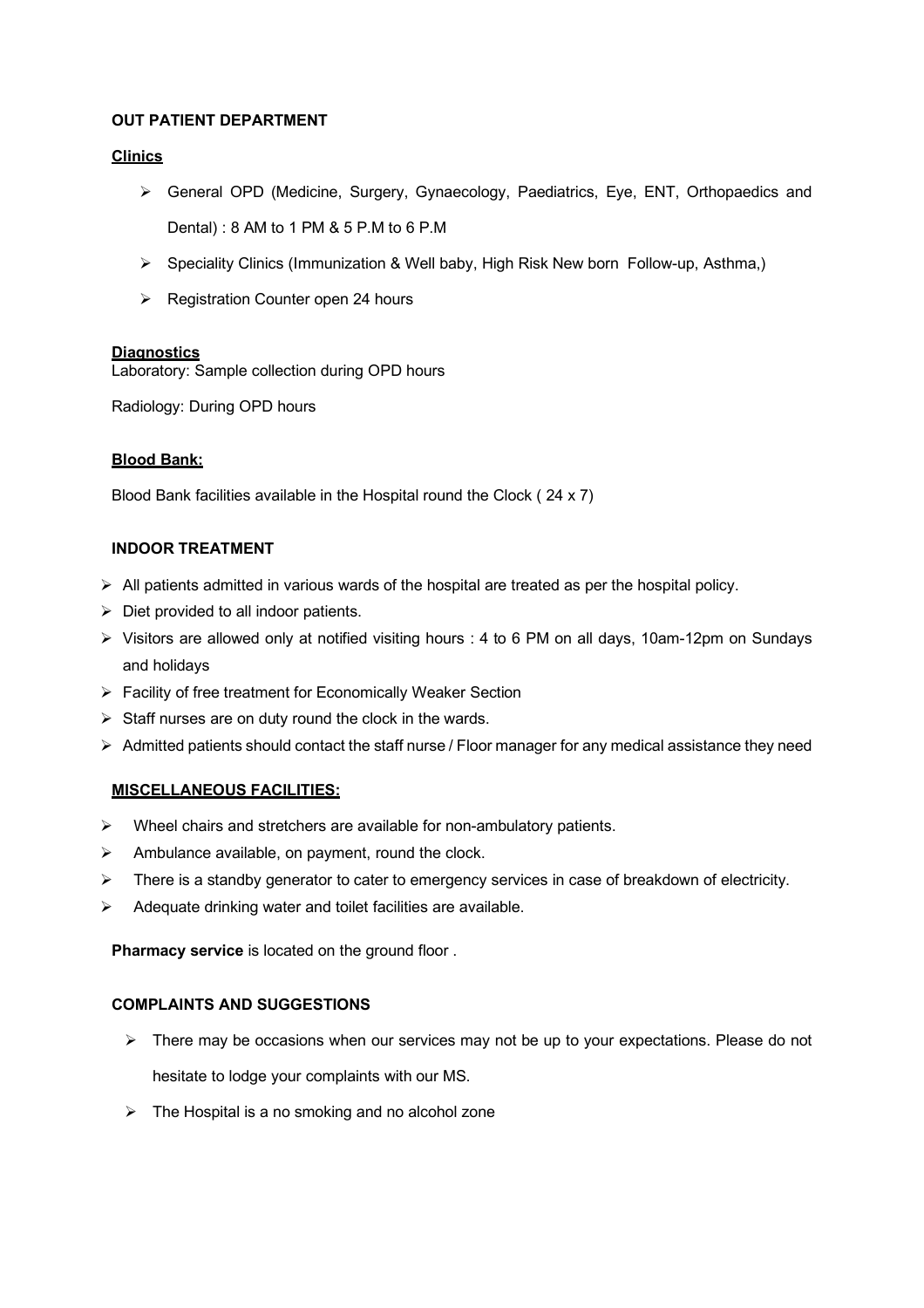## OUT PATIENT DEPARTMENT

### Clinics

- General OPD (Medicine, Surgery, Gynaecology, Paediatrics, Eye, ENT, Orthopaedics and Dental) : 8 AM to 1 PM & 5 P.M to 6 P.M
- Speciality Clinics (Immunization & Well baby, High Risk New born Follow-up, Asthma,)
- Registration Counter open 24 hours

### Diagnostics

Laboratory: Sample collection during OPD hours

Radiology: During OPD hours

### Blood Bank:

Blood Bank facilities available in the Hospital round the Clock ( 24 x 7)

## INDOOR TREATMENT

- All patients admitted in various wards of the hospital are treated as per the hospital policy.
- Diet provided to all indoor patients.
- Visitors are allowed only at notified visiting hours : 4 to 6 PM on all days, 10am-12pm on Sundays and holidays
- Facility of free treatment for Economically Weaker Section
- Staff nurses are on duty round the clock in the wards.
- Admitted patients should contact the staff nurse / Floor manager for any medical assistance they need

## MISCELLANEOUS FACILITIES:

- Wheel chairs and stretchers are available for non-ambulatory patients.
- Ambulance available, on payment, round the clock.
- There is a standby generator to cater to emergency services in case of breakdown of electricity.
- Adequate drinking water and toilet facilities are available.

**Pharmacy service** is located on the ground floor .

## COMPLAINTS AND SUGGESTIONS

- There may be occasions when our services may not be up to your expectations. Please do not hesitate to lodge your complaints with our MS.
- The Hospital is a no smoking and no alcohol zone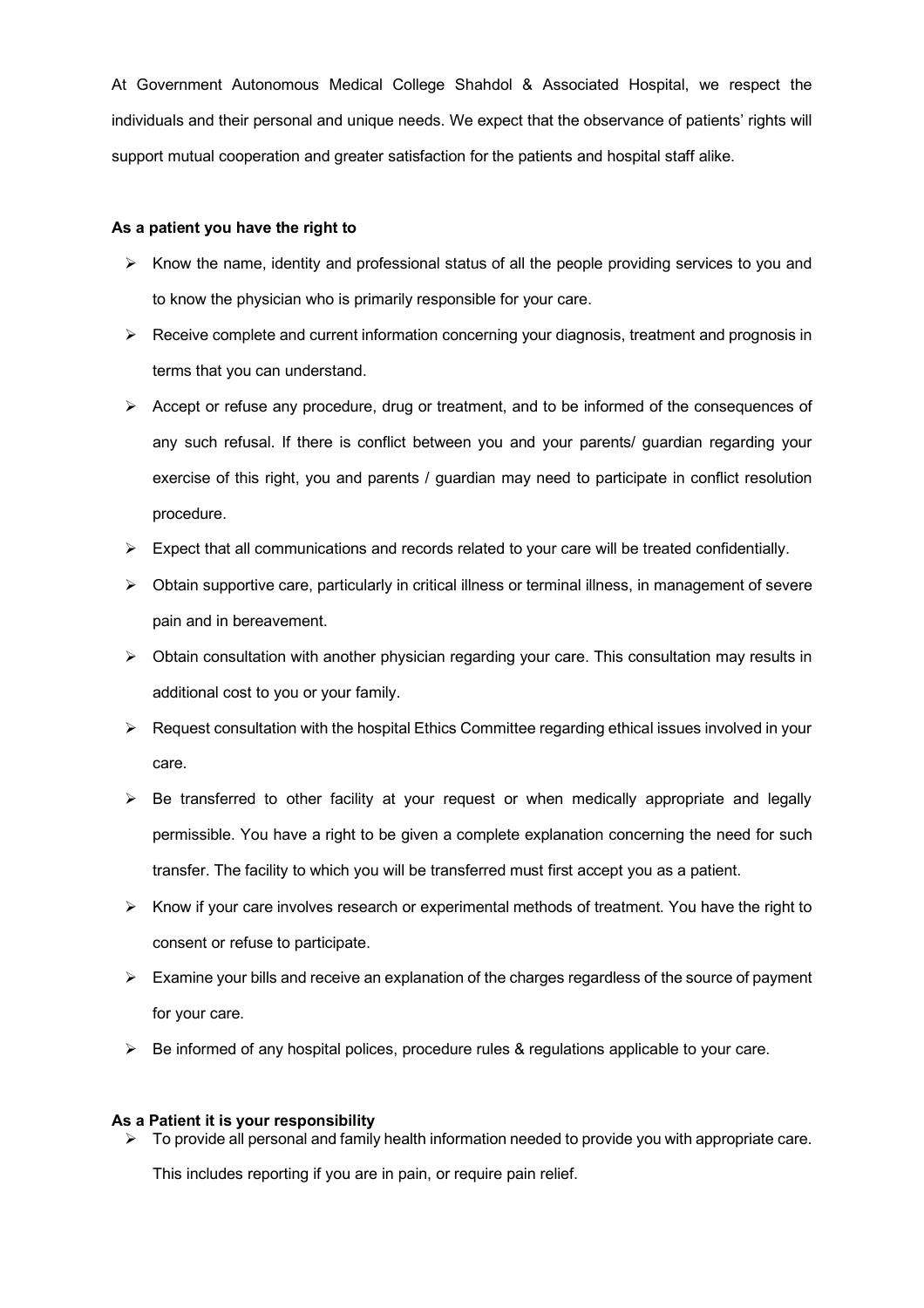At Government Autonomous Medical College Shahdol & Associated Hospital, we respect the individuals and their personal and unique needs. We expect that the observance of patients' rights will support mutual cooperation and greater satisfaction for the patients and hospital staff alike.

**As a patient you have the right to**

- Know the name, identity and professional status of all the people providing services to you and to know the physician who is primarily responsible for your care.
- Receive complete and current information concerning your diagnosis, treatment and prognosis in terms that you can understand.
- Accept or refuse any procedure, drug or treatment, and to be informed of the consequences of any such refusal. If there is conflict between you and your parents/ guardian regarding your exercise of this right, you and parents / guardian may need to participate in conflict resolution procedure.
- Expect that all communications and records related to your care will be treated confidentially.
- Obtain supportive care, particularly in critical illness or terminal illness, in management of severe pain and in bereavement.
- Obtain consultation with another physician regarding your care. This consultation may results in additional cost to you or your family.
- Request consultation with the hospital Ethics Committee regarding ethical issues involved in your care.
- Be transferred to other facility at your request or when medically appropriate and legally permissible. You have a right to be given a complete explanation concerning the need for such transfer. The facility to which you will be transferred must first accept you as a patient.
- Know if your care involves research or experimental methods of treatment. You have the right to consent or refuse to participate.
- Examine your bills and receive an explanation of the charges regardless of the source of payment for your care.
- Be informed of any hospital polices, procedure rules & regulations applicable to your care.

**As a Patient it is your responsibility**

- To provide all personal and family health information needed to provide you with appropriate care. This includes reporting if you are in pain, or require pain relief.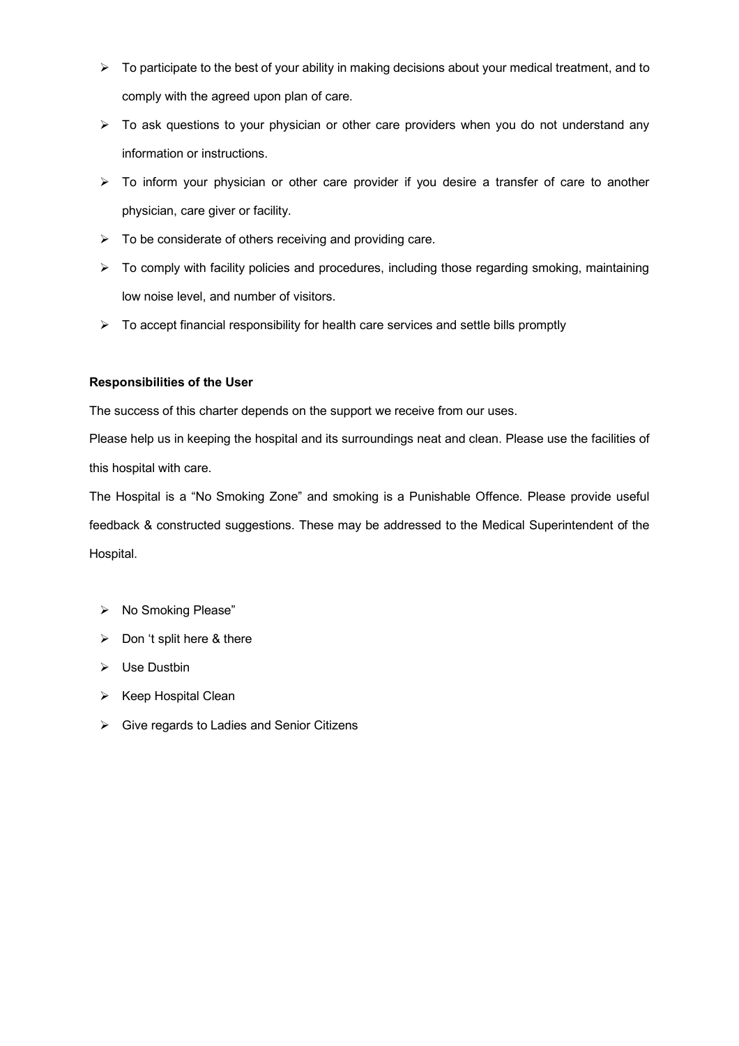- To participate to the best of your ability in making decisions about your medical treatment, and to comply with the agreed upon plan of care.
- To ask questions to your physician or other care providers when you do not understand any information or instructions.
- To inform your physician or other care provider if you desire a transfer of care to another physician, care giver or facility.
- To be considerate of others receiving and providing care.
- To comply with facility policies and procedures, including those regarding smoking, maintaining low noise level, and number of visitors.
- To accept financial responsibility for health care services and settle bills promptly

**Responsibilities of the User**

The success of this charter depends on the support we receive from our uses.

Please help us in keeping the hospital and its surroundings neat and clean. Please use the facilities of this hospital with care.

The Hospital is a "No Smoking Zone" and smoking is a Punishable Offence. Please provide useful feedback & constructed suggestions. These may be addressed to the Medical Superintendent of the Hospital.

- No Smoking Please"
- Don 't split here & there
- Use Dustbin
- Keep Hospital Clean
- Give regards to Ladies and Senior Citizens